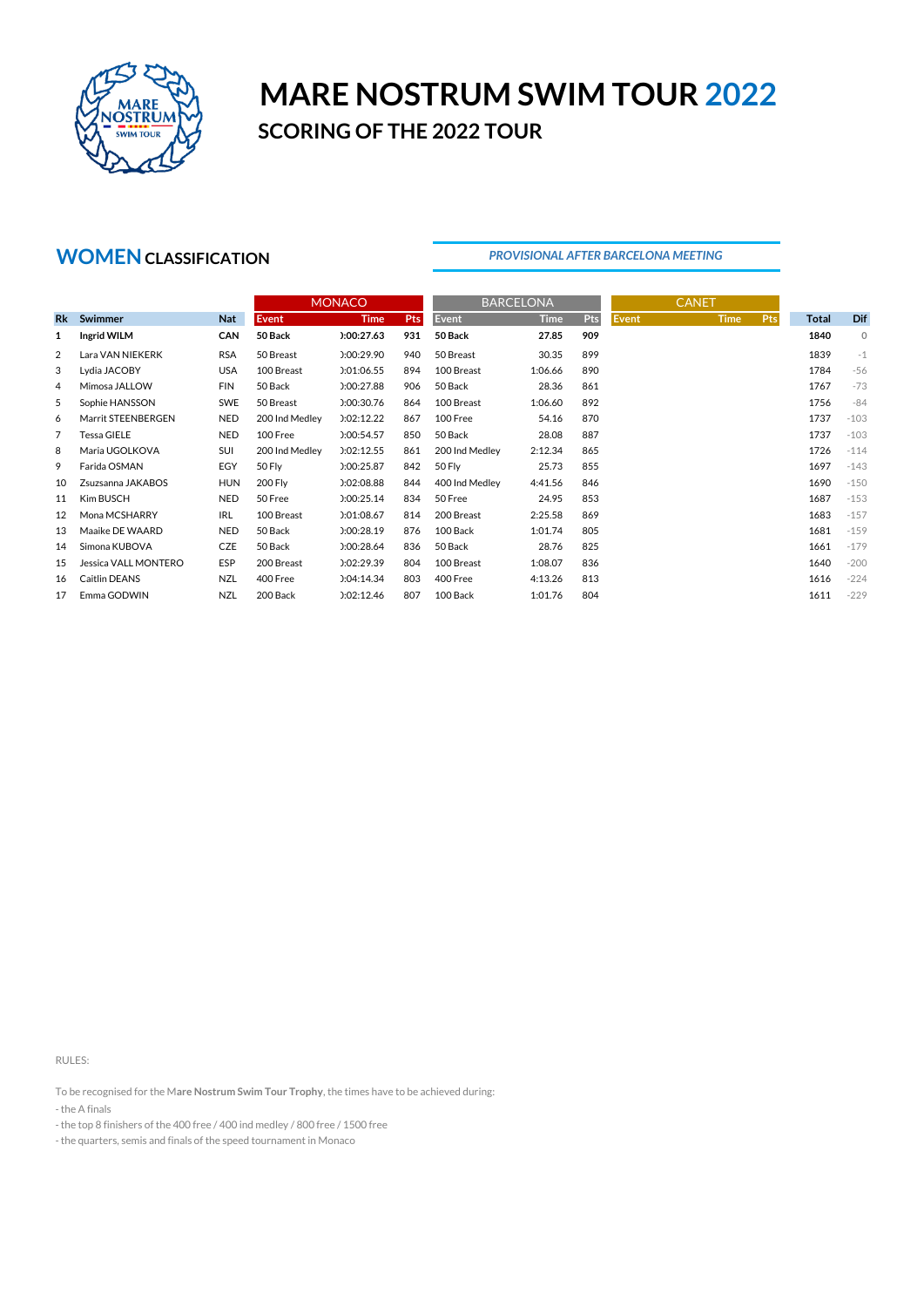# MARE NOSTRUM SWIM TOUR 2022

## SCORING OF THE 2022 TOUR

## WOMEN CLASSIFICATION

*PROVISIONAL AFTER BARCELONA MEETING*

| | | | MONACO | | | BARCELONA | | | CANET | | | | |
|---|---|---|---|---|---|---|---|---|---|---|---|---|---|
| Rk | Swimmer | Nat | Event | Time | Pts | Event | Time | Pts | Event | Time | Pts | Total | Dif |
| **1** | **Ingrid WILM** | **CAN** | **50 Back** | **):00:27.63** | **931** | **50 Back** | **27.85** | **909** | | | | **1840** | 0 |
| 2 | Lara VAN NIEKERK | RSA | 50 Breast | ):00:29.90 | 940 | 50 Breast | 30.35 | 899 | | | | 1839 | -1 |
| 3 | Lydia JACOBY | USA | 100 Breast | ):01:06.55 | 894 | 100 Breast | 1:06.66 | 890 | | | | 1784 | -56 |
| 4 | Mimosa JALLOW | FIN | 50 Back | ):00:27.88 | 906 | 50 Back | 28.36 | 861 | | | | 1767 | -73 |
| 5 | Sophie HANSSON | SWE | 50 Breast | ):00:30.76 | 864 | 100 Breast | 1:06.60 | 892 | | | | 1756 | -84 |
| 6 | Marrit STEENBERGEN | NED | 200 Ind Medley | ):02:12.22 | 867 | 100 Free | 54.16 | 870 | | | | 1737 | -103 |
| 7 | Tessa GIELE | NED | 100 Free | ):00:54.57 | 850 | 50 Back | 28.08 | 887 | | | | 1737 | -103 |
| 8 | Maria UGOLKOVA | SUI | 200 Ind Medley | ):02:12.55 | 861 | 200 Ind Medley | 2:12.34 | 865 | | | | 1726 | -114 |
| 9 | Farida OSMAN | EGY | 50 Fly | ):00:25.87 | 842 | 50 Fly | 25.73 | 855 | | | | 1697 | -143 |
| 10 | Zsuzsanna JAKABOS | HUN | 200 Fly | ):02:08.88 | 844 | 400 Ind Medley | 4:41.56 | 846 | | | | 1690 | -150 |
| 11 | Kim BUSCH | NED | 50 Free | ):00:25.14 | 834 | 50 Free | 24.95 | 853 | | | | 1687 | -153 |
| 12 | Mona MCSHARRY | IRL | 100 Breast | ):01:08.67 | 814 | 200 Breast | 2:25.58 | 869 | | | | 1683 | -157 |
| 13 | Maaike DE WAARD | NED | 50 Back | ):00:28.19 | 876 | 100 Back | 1:01.74 | 805 | | | | 1681 | -159 |
| 14 | Simona KUBOVA | CZE | 50 Back | ):00:28.64 | 836 | 50 Back | 28.76 | 825 | | | | 1661 | -179 |
| 15 | Jessica VALL MONTERO | ESP | 200 Breast | ):02:29.39 | 804 | 100 Breast | 1:08.07 | 836 | | | | 1640 | -200 |
| 16 | Caitlin DEANS | NZL | 400 Free | ):04:14.34 | 803 | 400 Free | 4:13.26 | 813 | | | | 1616 | -224 |
| 17 | Emma GODWIN | NZL | 200 Back | ):02:12.46 | 807 | 100 Back | 1:01.76 | 804 | | | | 1611 | -229 |

RULES:

To be recognised for the M**are Nostrum Swim Tour Trophy**, the times have to be achieved during:

- the A finals
- the top 8 finishers of the 400 free / 400 ind medley / 800 free / 1500 free
- the quarters, semis and finals of the speed tournament in Monaco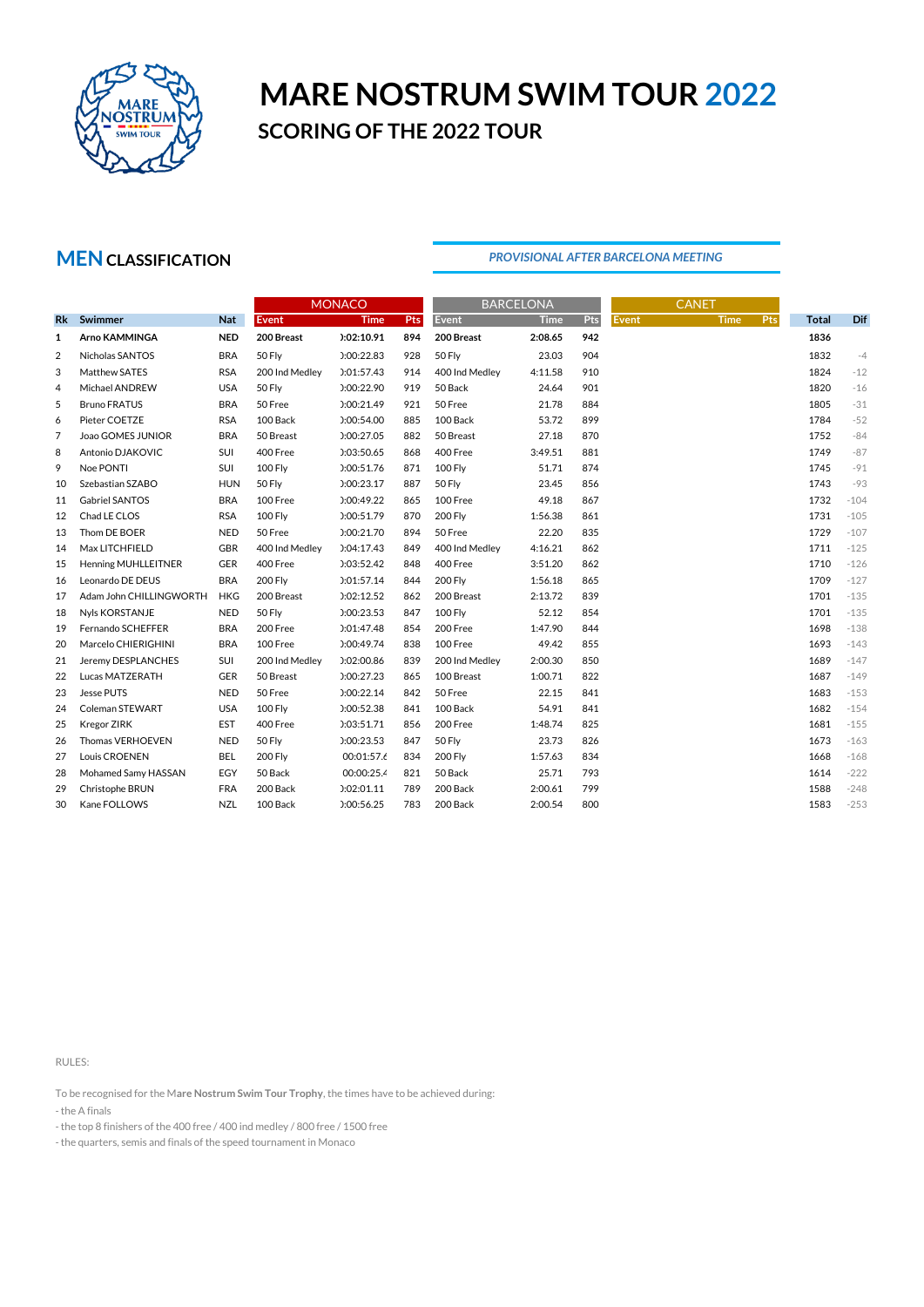# MARE NOSTRUM SWIM TOUR 2022

## SCORING OF THE 2022 TOUR

## MEN CLASSIFICATION

*PROVISIONAL AFTER BARCELONA MEETING*

| | | | MONACO | | | BARCELONA | | | CANET | | | | |
|---|---|---|---|---|---|---|---|---|---|---|---|---|---|
| Rk | Swimmer | Nat | Event | Time | Pts | Event | Time | Pts | Event | Time | Pts | Total | Dif |
| 1 | Arno KAMMINGA | NED | 200 Breast | ):02:10.91 | 894 | 200 Breast | 2:08.65 | 942 | | | | 1836 | |
| 2 | Nicholas SANTOS | BRA | 50 Fly | ):00:22.83 | 928 | 50 Fly | 23.03 | 904 | | | | 1832 | -4 |
| 3 | Matthew SATES | RSA | 200 Ind Medley | ):01:57.43 | 914 | 400 Ind Medley | 4:11.58 | 910 | | | | 1824 | -12 |
| 4 | Michael ANDREW | USA | 50 Fly | ):00:22.90 | 919 | 50 Back | 24.64 | 901 | | | | 1820 | -16 |
| 5 | Bruno FRATUS | BRA | 50 Free | ):00:21.49 | 921 | 50 Free | 21.78 | 884 | | | | 1805 | -31 |
| 6 | Pieter COETZE | RSA | 100 Back | ):00:54.00 | 885 | 100 Back | 53.72 | 899 | | | | 1784 | -52 |
| 7 | Joao GOMES JUNIOR | BRA | 50 Breast | ):00:27.05 | 882 | 50 Breast | 27.18 | 870 | | | | 1752 | -84 |
| 8 | Antonio DJAKOVIC | SUI | 400 Free | ):03:50.65 | 868 | 400 Free | 3:49.51 | 881 | | | | 1749 | -87 |
| 9 | Noe PONTI | SUI | 100 Fly | ):00:51.76 | 871 | 100 Fly | 51.71 | 874 | | | | 1745 | -91 |
| 10 | Szebastian SZABO | HUN | 50 Fly | ):00:23.17 | 887 | 50 Fly | 23.45 | 856 | | | | 1743 | -93 |
| 11 | Gabriel SANTOS | BRA | 100 Free | ):00:49.22 | 865 | 100 Free | 49.18 | 867 | | | | 1732 | -104 |
| 12 | Chad LE CLOS | RSA | 100 Fly | ):00:51.79 | 870 | 200 Fly | 1:56.38 | 861 | | | | 1731 | -105 |
| 13 | Thom DE BOER | NED | 50 Free | ):00:21.70 | 894 | 50 Free | 22.20 | 835 | | | | 1729 | -107 |
| 14 | Max LITCHFIELD | GBR | 400 Ind Medley | ):04:17.43 | 849 | 400 Ind Medley | 4:16.21 | 862 | | | | 1711 | -125 |
| 15 | Henning MUHLLEITNER | GER | 400 Free | ):03:52.42 | 848 | 400 Free | 3:51.20 | 862 | | | | 1710 | -126 |
| 16 | Leonardo DE DEUS | BRA | 200 Fly | ):01:57.14 | 844 | 200 Fly | 1:56.18 | 865 | | | | 1709 | -127 |
| 17 | Adam John CHILLINGWORTH | HKG | 200 Breast | ):02:12.52 | 862 | 200 Breast | 2:13.72 | 839 | | | | 1701 | -135 |
| 18 | Nyls KORSTANJE | NED | 50 Fly | ):00:23.53 | 847 | 100 Fly | 52.12 | 854 | | | | 1701 | -135 |
| 19 | Fernando SCHEFFER | BRA | 200 Free | ):01:47.48 | 854 | 200 Free | 1:47.90 | 844 | | | | 1698 | -138 |
| 20 | Marcelo CHIERIGHINI | BRA | 100 Free | ):00:49.74 | 838 | 100 Free | 49.42 | 855 | | | | 1693 | -143 |
| 21 | Jeremy DESPLANCHES | SUI | 200 Ind Medley | ):02:00.86 | 839 | 200 Ind Medley | 2:00.30 | 850 | | | | 1689 | -147 |
| 22 | Lucas MATZERATH | GER | 50 Breast | ):00:27.23 | 865 | 100 Breast | 1:00.71 | 822 | | | | 1687 | -149 |
| 23 | Jesse PUTS | NED | 50 Free | ):00:22.14 | 842 | 50 Free | 22.15 | 841 | | | | 1683 | -153 |
| 24 | Coleman STEWART | USA | 100 Fly | ):00:52.38 | 841 | 100 Back | 54.91 | 841 | | | | 1682 | -154 |
| 25 | Kregor ZIRK | EST | 400 Free | ):03:51.71 | 856 | 200 Free | 1:48.74 | 825 | | | | 1681 | -155 |
| 26 | Thomas VERHOEVEN | NED | 50 Fly | ):00:23.53 | 847 | 50 Fly | 23.73 | 826 | | | | 1673 | -163 |
| 27 | Louis CROENEN | BEL | 200 Fly | 00:01:57.6 | 834 | 200 Fly | 1:57.63 | 834 | | | | 1668 | -168 |
| 28 | Mohamed Samy HASSAN | EGY | 50 Back | 00:00:25.4 | 821 | 50 Back | 25.71 | 793 | | | | 1614 | -222 |
| 29 | Christophe BRUN | FRA | 200 Back | ):02:01.11 | 789 | 200 Back | 2:00.61 | 799 | | | | 1588 | -248 |
| 30 | Kane FOLLOWS | NZL | 100 Back | ):00:56.25 | 783 | 200 Back | 2:00.54 | 800 | | | | 1583 | -253 |

RULES:

To be recognised for the M**are Nostrum Swim Tour Trophy**, the times have to be achieved during:

- the A finals
- the top 8 finishers of the 400 free / 400 ind medley / 800 free / 1500 free
- the quarters, semis and finals of the speed tournament in Monaco